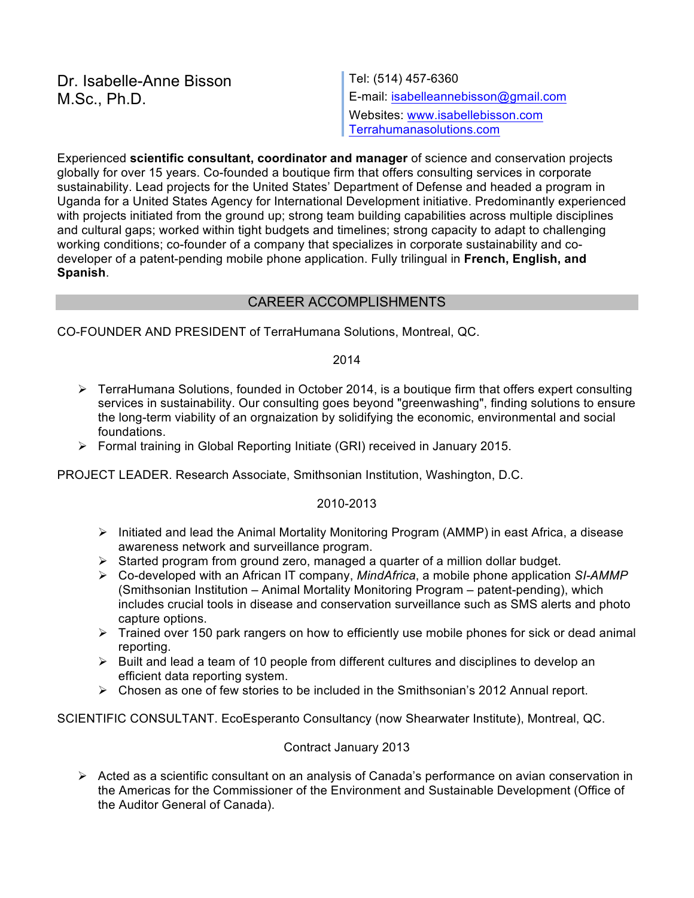# Dr. Isabelle-Anne Bisson
# M.Sc., Ph.D.

Tel: (514) 457-6360
E-mail: isabelleannebisson@gmail.com
Websites: www.isabellebisson.com
Terrahumanasolutions.com

Experienced **scientific consultant, coordinator and manager** of science and conservation projects globally for over 15 years. Co-founded a boutique firm that offers consulting services in corporate sustainability. Lead projects for the United States' Department of Defense and headed a program in Uganda for a United States Agency for International Development initiative. Predominantly experienced with projects initiated from the ground up; strong team building capabilities across multiple disciplines and cultural gaps; worked within tight budgets and timelines; strong capacity to adapt to challenging working conditions; co-founder of a company that specializes in corporate sustainability and co-developer of a patent-pending mobile phone application. Fully trilingual in **French, English, and Spanish**.

## CAREER ACCOMPLISHMENTS

CO-FOUNDER AND PRESIDENT of TerraHumana Solutions, Montreal, QC.

2014

- TerraHumana Solutions, founded in October 2014, is a boutique firm that offers expert consulting services in sustainability. Our consulting goes beyond "greenwashing", finding solutions to ensure the long-term viability of an orgnaization by solidifying the economic, environmental and social foundations.
- Formal training in Global Reporting Initiate (GRI) received in January 2015.

PROJECT LEADER. Research Associate, Smithsonian Institution, Washington, D.C.

2010-2013

- Initiated and lead the Animal Mortality Monitoring Program (AMMP) in east Africa, a disease awareness network and surveillance program.
- Started program from ground zero, managed a quarter of a million dollar budget.
- Co-developed with an African IT company, *MindAfrica*, a mobile phone application *SI-AMMP* (Smithsonian Institution – Animal Mortality Monitoring Program – patent-pending), which includes crucial tools in disease and conservation surveillance such as SMS alerts and photo capture options.
- Trained over 150 park rangers on how to efficiently use mobile phones for sick or dead animal reporting.
- Built and lead a team of 10 people from different cultures and disciplines to develop an efficient data reporting system.
- Chosen as one of few stories to be included in the Smithsonian's 2012 Annual report.

SCIENTIFIC CONSULTANT. EcoEsperanto Consultancy (now Shearwater Institute), Montreal, QC.

Contract January 2013

- Acted as a scientific consultant on an analysis of Canada's performance on avian conservation in the Americas for the Commissioner of the Environment and Sustainable Development (Office of the Auditor General of Canada).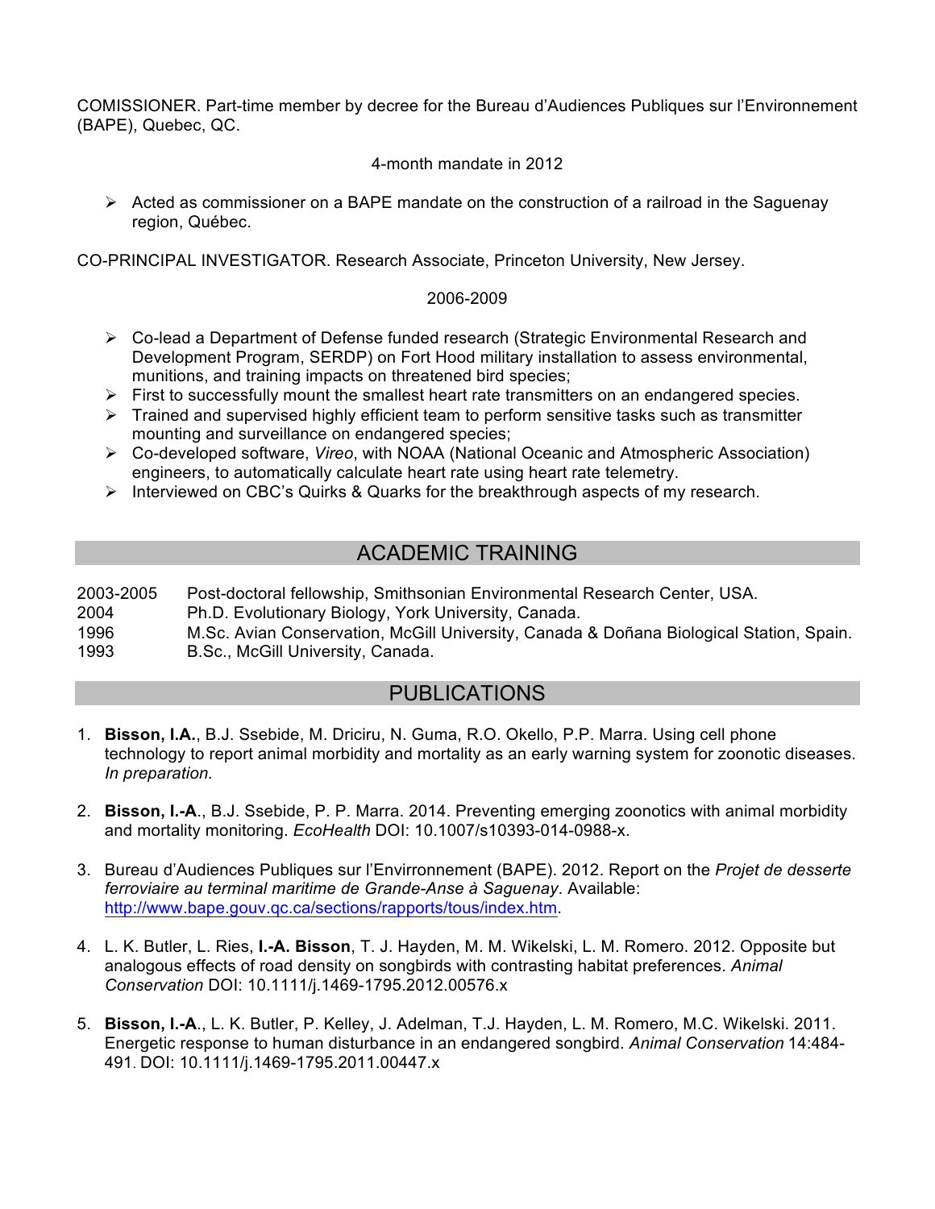COMISSIONER. Part-time member by decree for the Bureau d'Audiences Publiques sur l'Environnement (BAPE), Quebec, QC.

4-month mandate in 2012

- Acted as commissioner on a BAPE mandate on the construction of a railroad in the Saguenay region, Québec.

CO-PRINCIPAL INVESTIGATOR. Research Associate, Princeton University, New Jersey.

2006-2009

- Co-lead a Department of Defense funded research (Strategic Environmental Research and Development Program, SERDP) on Fort Hood military installation to assess environmental, munitions, and training impacts on threatened bird species;
- First to successfully mount the smallest heart rate transmitters on an endangered species.
- Trained and supervised highly efficient team to perform sensitive tasks such as transmitter mounting and surveillance on endangered species;
- Co-developed software, *Vireo*, with NOAA (National Oceanic and Atmospheric Association) engineers, to automatically calculate heart rate using heart rate telemetry.
- Interviewed on CBC's Quirks & Quarks for the breakthrough aspects of my research.

## ACADEMIC TRAINING

| | |
|---|---|
| 2003-2005 | Post-doctoral fellowship, Smithsonian Environmental Research Center, USA. |
| 2004 | Ph.D. Evolutionary Biology, York University, Canada. |
| 1996 | M.Sc. Avian Conservation, McGill University, Canada & Doñana Biological Station, Spain. |
| 1993 | B.Sc., McGill University, Canada. |

## PUBLICATIONS

1. **Bisson, I.A.**, B.J. Ssebide, M. Driciru, N. Guma, R.O. Okello, P.P. Marra. Using cell phone technology to report animal morbidity and mortality as an early warning system for zoonotic diseases. *In preparation.*

2. **Bisson, I.-A**., B.J. Ssebide, P. P. Marra. 2014. Preventing emerging zoonotics with animal morbidity and mortality monitoring. *EcoHealth* DOI: 10.1007/s10393-014-0988-x.

3. Bureau d'Audiences Publiques sur l'Envirronnement (BAPE). 2012. Report on the *Projet de desserte ferroviaire au terminal maritime de Grande-Anse à Saguenay*. Available: http://www.bape.gouv.qc.ca/sections/rapports/tous/index.htm.

4. L. K. Butler, L. Ries, **I.-A. Bisson**, T. J. Hayden, M. M. Wikelski, L. M. Romero. 2012. Opposite but analogous effects of road density on songbirds with contrasting habitat preferences. *Animal Conservation* DOI: 10.1111/j.1469-1795.2012.00576.x

5. **Bisson, I.-A**., L. K. Butler, P. Kelley, J. Adelman, T.J. Hayden, L. M. Romero, M.C. Wikelski. 2011. Energetic response to human disturbance in an endangered songbird. *Animal Conservation* 14:484-491. DOI: 10.1111/j.1469-1795.2011.00447.x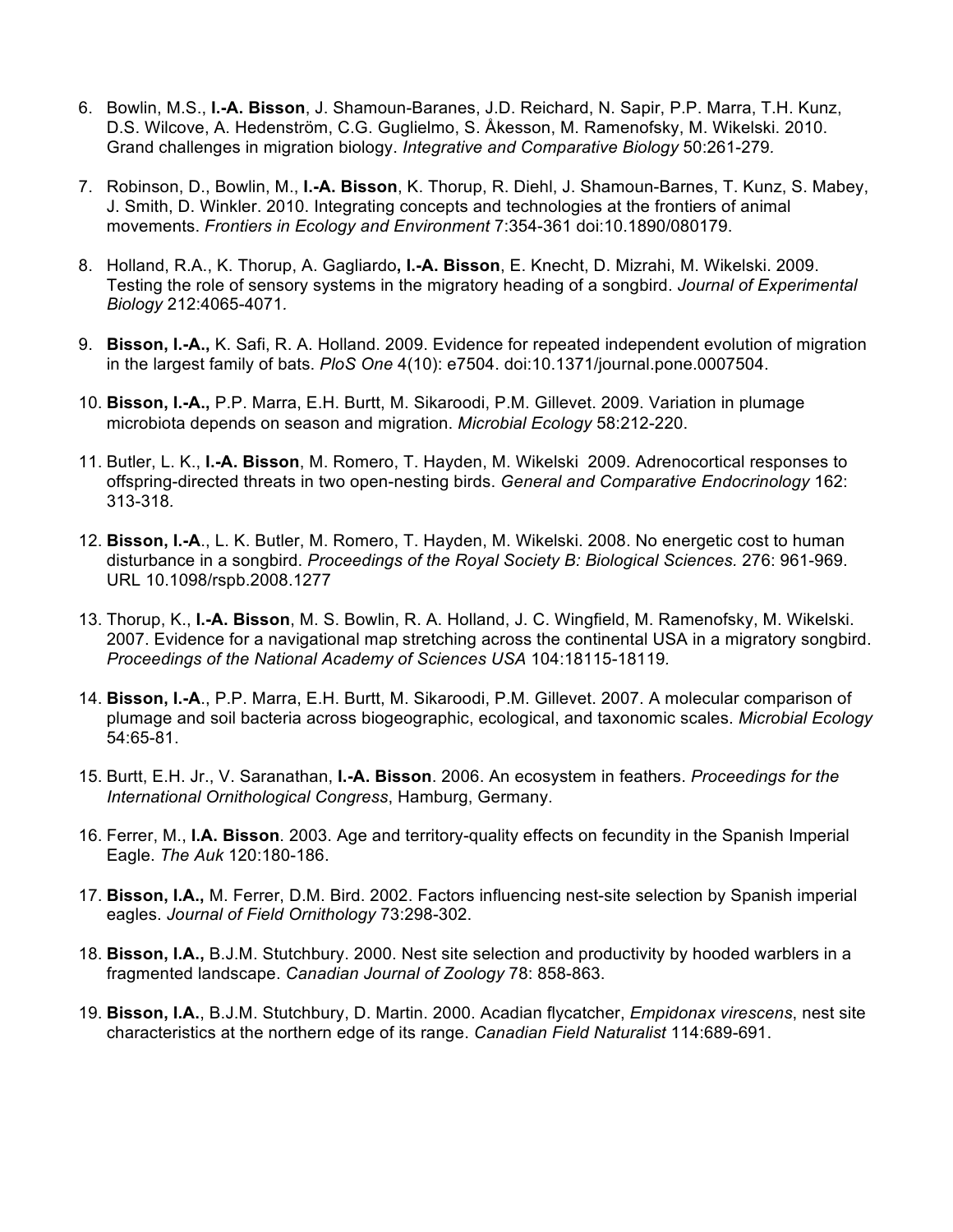6. Bowlin, M.S., **I.-A. Bisson**, J. Shamoun-Baranes, J.D. Reichard, N. Sapir, P.P. Marra, T.H. Kunz, D.S. Wilcove, A. Hedenström, C.G. Guglielmo, S. Åkesson, M. Ramenofsky, M. Wikelski. 2010. Grand challenges in migration biology. *Integrative and Comparative Biology* 50:261-279.

7. Robinson, D., Bowlin, M., **I.-A. Bisson**, K. Thorup, R. Diehl, J. Shamoun-Barnes, T. Kunz, S. Mabey, J. Smith, D. Winkler. 2010. Integrating concepts and technologies at the frontiers of animal movements. *Frontiers in Ecology and Environment* 7:354-361 doi:10.1890/080179.

8. Holland, R.A., K. Thorup, A. Gagliardo**, I.-A. Bisson**, E. Knecht, D. Mizrahi, M. Wikelski. 2009. Testing the role of sensory systems in the migratory heading of a songbird. *Journal of Experimental Biology* 212:4065-4071.

9. **Bisson, I.-A.,** K. Safi, R. A. Holland. 2009. Evidence for repeated independent evolution of migration in the largest family of bats. *PloS One* 4(10): e7504. doi:10.1371/journal.pone.0007504.

10. **Bisson, I.-A.,** P.P. Marra, E.H. Burtt, M. Sikaroodi, P.M. Gillevet. 2009. Variation in plumage microbiota depends on season and migration. *Microbial Ecology* 58:212-220.

11. Butler, L. K., **I.-A. Bisson**, M. Romero, T. Hayden, M. Wikelski 2009. Adrenocortical responses to offspring-directed threats in two open-nesting birds. *General and Comparative Endocrinology* 162: 313-318.

12. **Bisson, I.-A**., L. K. Butler, M. Romero, T. Hayden, M. Wikelski. 2008. No energetic cost to human disturbance in a songbird. *Proceedings of the Royal Society B: Biological Sciences.* 276: 961-969. URL 10.1098/rspb.2008.1277

13. Thorup, K., **I.-A. Bisson**, M. S. Bowlin, R. A. Holland, J. C. Wingfield, M. Ramenofsky, M. Wikelski. 2007. Evidence for a navigational map stretching across the continental USA in a migratory songbird. *Proceedings of the National Academy of Sciences USA* 104:18115-18119.

14. **Bisson, I.-A**., P.P. Marra, E.H. Burtt, M. Sikaroodi, P.M. Gillevet. 2007. A molecular comparison of plumage and soil bacteria across biogeographic, ecological, and taxonomic scales. *Microbial Ecology* 54:65-81.

15. Burtt, E.H. Jr., V. Saranathan, **I.-A. Bisson**. 2006. An ecosystem in feathers. *Proceedings for the International Ornithological Congress*, Hamburg, Germany.

16. Ferrer, M., **I.A. Bisson**. 2003. Age and territory-quality effects on fecundity in the Spanish Imperial Eagle. *The Auk* 120:180-186.

17. **Bisson, I.A.,** M. Ferrer, D.M. Bird. 2002. Factors influencing nest-site selection by Spanish imperial eagles. *Journal of Field Ornithology* 73:298-302.

18. **Bisson, I.A.,** B.J.M. Stutchbury. 2000. Nest site selection and productivity by hooded warblers in a fragmented landscape. *Canadian Journal of Zoology* 78: 858-863.

19. **Bisson, I.A.**, B.J.M. Stutchbury, D. Martin. 2000. Acadian flycatcher, *Empidonax virescens*, nest site characteristics at the northern edge of its range. *Canadian Field Naturalist* 114:689-691.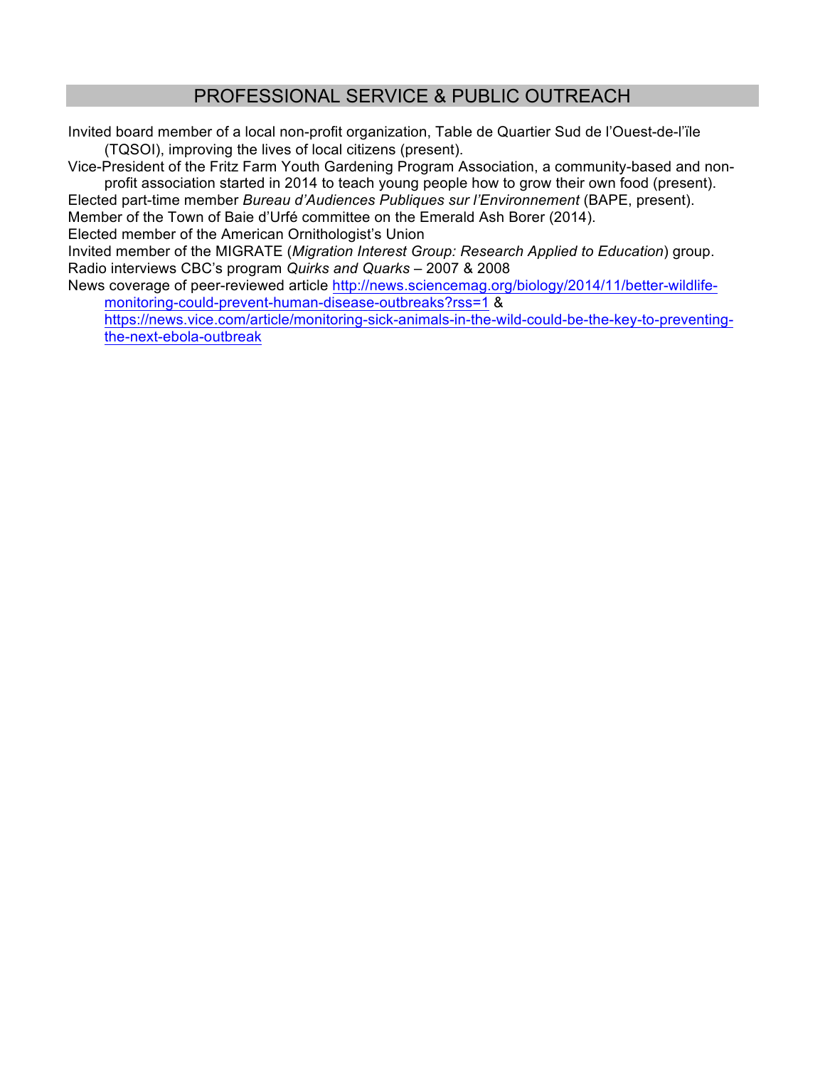## PROFESSIONAL SERVICE & PUBLIC OUTREACH

Invited board member of a local non-profit organization, Table de Quartier Sud de l'Ouest-de-l'ïle (TQSOI), improving the lives of local citizens (present).

Vice-President of the Fritz Farm Youth Gardening Program Association, a community-based and non-profit association started in 2014 to teach young people how to grow their own food (present).

Elected part-time member *Bureau d'Audiences Publiques sur l'Environnement* (BAPE, present).

Member of the Town of Baie d'Urfé committee on the Emerald Ash Borer (2014).

Elected member of the American Ornithologist's Union

Invited member of the MIGRATE (*Migration Interest Group: Research Applied to Education*) group.

Radio interviews CBC's program *Quirks and Quarks* – 2007 & 2008

News coverage of peer-reviewed article http://news.sciencemag.org/biology/2014/11/better-wildlife-monitoring-could-prevent-human-disease-outbreaks?rss=1 & https://news.vice.com/article/monitoring-sick-animals-in-the-wild-could-be-the-key-to-preventing-the-next-ebola-outbreak